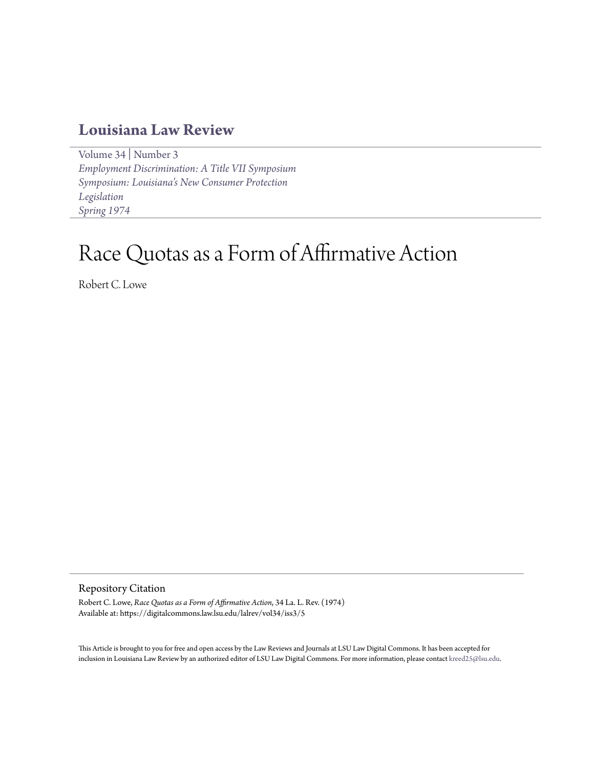# Louisiana Law Review

Volume 34 | Number 3
*Employment Discrimination: A Title VII Symposium*
*Symposium: Louisiana's New Consumer Protection Legislation*
*Spring 1974*

# Race Quotas as a Form of Affirmative Action

Robert C. Lowe

## Repository Citation

Robert C. Lowe, *Race Quotas as a Form of Affirmative Action*, 34 La. L. Rev. (1974)
Available at: https://digitalcommons.law.lsu.edu/lalrev/vol34/iss3/5

This Article is brought to you for free and open access by the Law Reviews and Journals at LSU Law Digital Commons. It has been accepted for inclusion in Louisiana Law Review by an authorized editor of LSU Law Digital Commons. For more information, please contact kreed25@lsu.edu.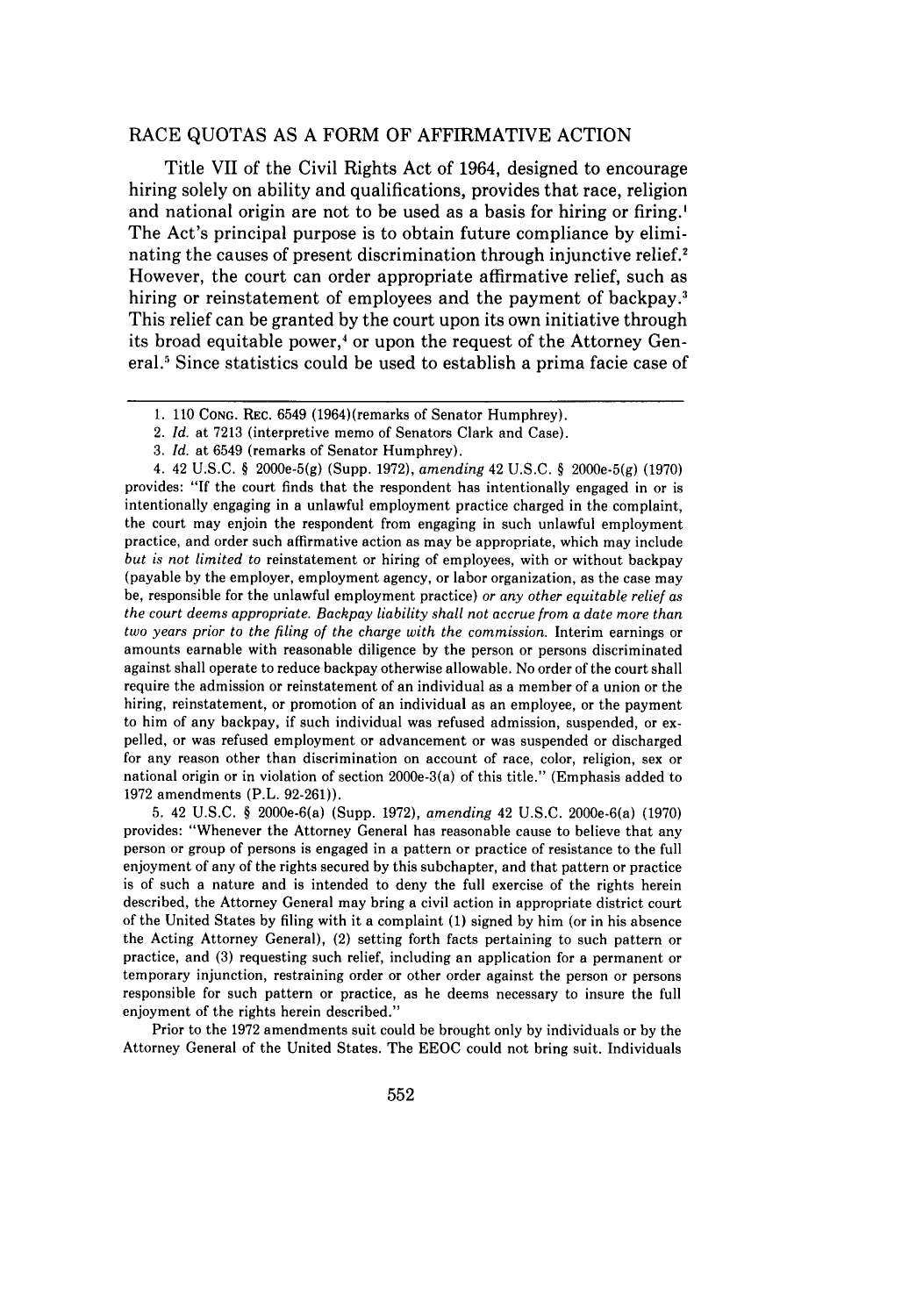## RACE QUOTAS AS A FORM OF AFFIRMATIVE ACTION

Title VII of the Civil Rights Act of 1964, designed to encourage hiring solely on ability and qualifications, provides that race, religion and national origin are not to be used as a basis for hiring or firing.[1] The Act's principal purpose is to obtain future compliance by eliminating the causes of present discrimination through injunctive relief.[2] However, the court can order appropriate affirmative relief, such as hiring or reinstatement of employees and the payment of backpay.[3] This relief can be granted by the court upon its own initiative through its broad equitable power,[4] or upon the request of the Attorney General.[5] Since statistics could be used to establish a prima facie case of

---

1. 110 CONG. REC. 6549 (1964)(remarks of Senator Humphrey).

2. *Id.* at 7213 (interpretive memo of Senators Clark and Case).

3. *Id.* at 6549 (remarks of Senator Humphrey).

4. 42 U.S.C. § 2000e-5(g) (Supp. 1972), *amending* 42 U.S.C. § 2000e-5(g) (1970) provides: "If the court finds that the respondent has intentionally engaged in or is intentionally engaging in a unlawful employment practice charged in the complaint, the court may enjoin the respondent from engaging in such unlawful employment practice, and order such affirmative action as may be appropriate, which may include *but is not limited to* reinstatement or hiring of employees, with or without backpay (payable by the employer, employment agency, or labor organization, as the case may be, responsible for the unlawful employment practice) *or any other equitable relief as the court deems appropriate. Backpay liability shall not accrue from a date more than two years prior to the filing of the charge with the commission.* Interim earnings or amounts earnable with reasonable diligence by the person or persons discriminated against shall operate to reduce backpay otherwise allowable. No order of the court shall require the admission or reinstatement of an individual as a member of a union or the hiring, reinstatement, or promotion of an individual as an employee, or the payment to him of any backpay, if such individual was refused admission, suspended, or expelled, or was refused employment or advancement or was suspended or discharged for any reason other than discrimination on account of race, color, religion, sex or national origin or in violation of section 2000e-3(a) of this title." (Emphasis added to 1972 amendments (P.L. 92-261)).

5. 42 U.S.C. § 2000e-6(a) (Supp. 1972), *amending* 42 U.S.C. 2000e-6(a) (1970) provides: "Whenever the Attorney General has reasonable cause to believe that any person or group of persons is engaged in a pattern or practice of resistance to the full enjoyment of any of the rights secured by this subchapter, and that pattern or practice is of such a nature and is intended to deny the full exercise of the rights herein described, the Attorney General may bring a civil action in appropriate district court of the United States by filing with it a complaint (1) signed by him (or in his absence the Acting Attorney General), (2) setting forth facts pertaining to such pattern or practice, and (3) requesting such relief, including an application for a permanent or temporary injunction, restraining order or other order against the person or persons responsible for such pattern or practice, as he deems necessary to insure the full enjoyment of the rights herein described."

Prior to the 1972 amendments suit could be brought only by individuals or by the Attorney General of the United States. The EEOC could not bring suit. Individuals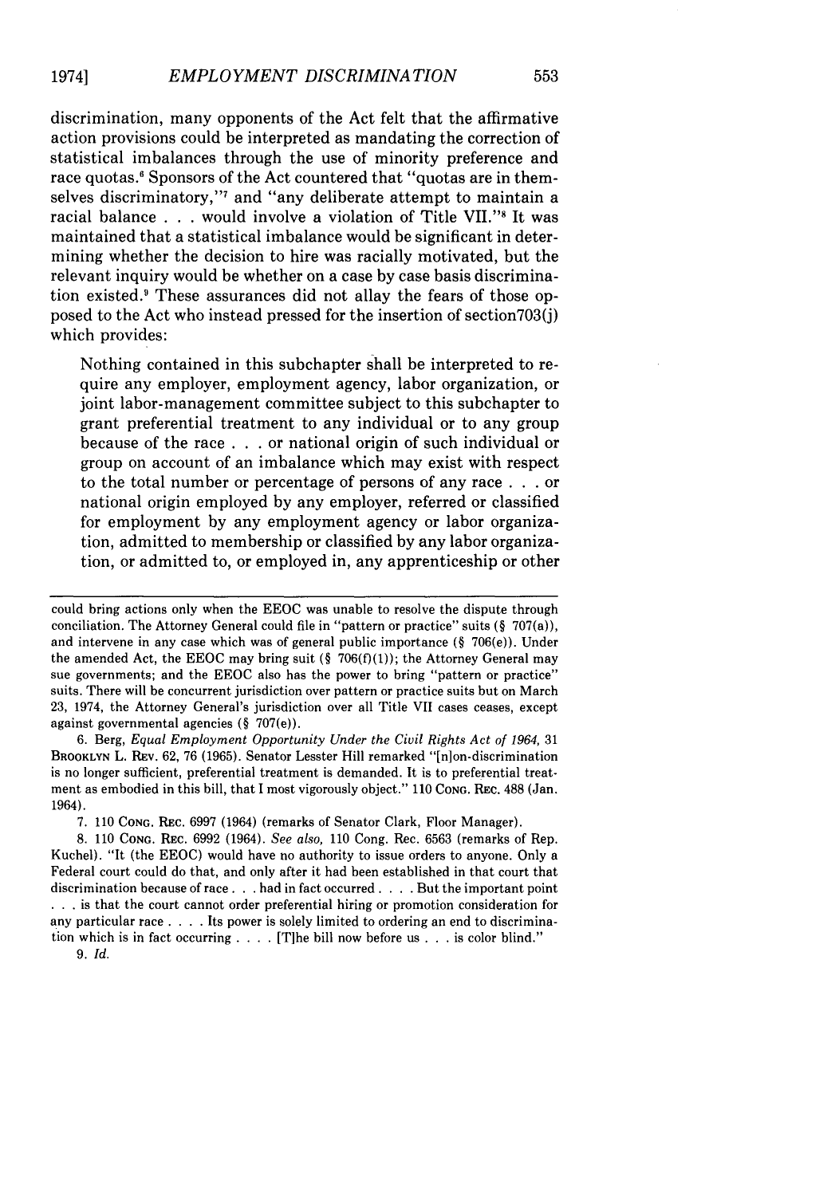discrimination, many opponents of the Act felt that the affirmative action provisions could be interpreted as mandating the correction of statistical imbalances through the use of minority preference and race quotas.[6] Sponsors of the Act countered that "quotas are in themselves discriminatory,"[7] and "any deliberate attempt to maintain a racial balance . . . would involve a violation of Title VII."[8] It was maintained that a statistical imbalance would be significant in determining whether the decision to hire was racially motivated, but the relevant inquiry would be whether on a case by case basis discrimination existed.[9] These assurances did not allay the fears of those opposed to the Act who instead pressed for the insertion of section703(j) which provides:

> Nothing contained in this subchapter shall be interpreted to require any employer, employment agency, labor organization, or joint labor-management committee subject to this subchapter to grant preferential treatment to any individual or to any group because of the race . . . or national origin of such individual or group on account of an imbalance which may exist with respect to the total number or percentage of persons of any race . . . or national origin employed by any employer, referred or classified for employment by any employment agency or labor organization, admitted to membership or classified by any labor organization, or admitted to, or employed in, any apprenticeship or other

---

could bring actions only when the EEOC was unable to resolve the dispute through conciliation. The Attorney General could file in "pattern or practice" suits (§ 707(a)), and intervene in any case which was of general public importance (§ 706(e)). Under the amended Act, the EEOC may bring suit (§ 706(f)(1)); the Attorney General may sue governments; and the EEOC also has the power to bring "pattern or practice" suits. There will be concurrent jurisdiction over pattern or practice suits but on March 23, 1974, the Attorney General's jurisdiction over all Title VII cases ceases, except against governmental agencies (§ 707(e)).

6. Berg, *Equal Employment Opportunity Under the Civil Rights Act of 1964*, 31 BROOKLYN L. REV. 62, 76 (1965). Senator Lesster Hill remarked "[n]on-discrimination is no longer sufficient, preferential treatment is demanded. It is to preferential treatment as embodied in this bill, that I most vigorously object." 110 CONG. REC. 488 (Jan. 1964).

7. 110 CONG. REC. 6997 (1964) (remarks of Senator Clark, Floor Manager).

8. 110 CONG. REC. 6992 (1964). *See also*, 110 Cong. Rec. 6563 (remarks of Rep. Kuchel). "It (the EEOC) would have no authority to issue orders to anyone. Only a Federal court could do that, and only after it had been established in that court that discrimination because of race . . . had in fact occurred . . . . But the important point . . . is that the court cannot order preferential hiring or promotion consideration for any particular race . . . . Its power is solely limited to ordering an end to discrimination which is in fact occurring . . . . [T]he bill now before us . . . is color blind."

9. *Id.*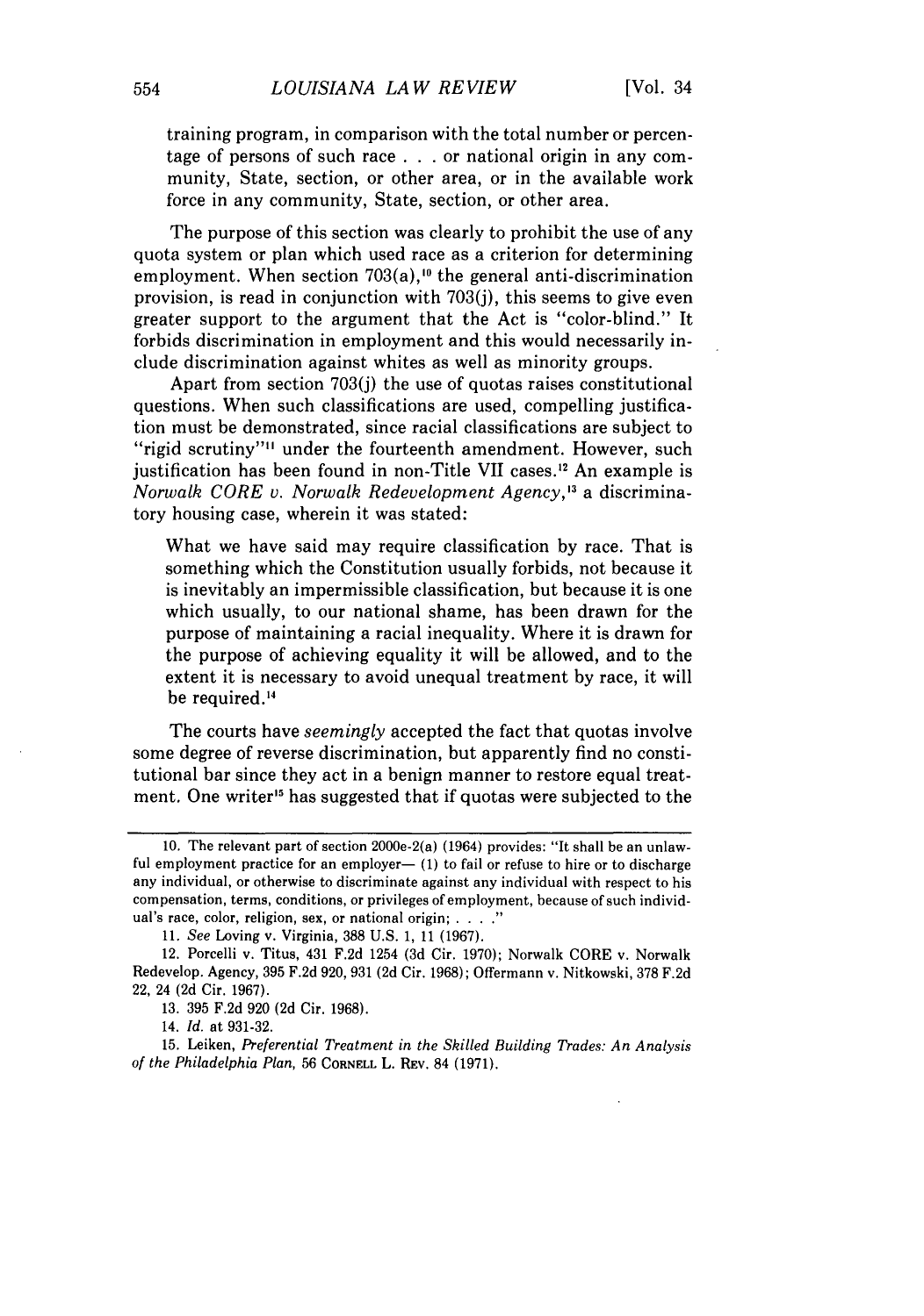training program, in comparison with the total number or percentage of persons of such race . . . or national origin in any community, State, section, or other area, or in the available work force in any community, State, section, or other area.

The purpose of this section was clearly to prohibit the use of any quota system or plan which used race as a criterion for determining employment. When section 703(a),[10] the general anti-discrimination provision, is read in conjunction with 703(j), this seems to give even greater support to the argument that the Act is "color-blind." It forbids discrimination in employment and this would necessarily include discrimination against whites as well as minority groups.

Apart from section 703(j) the use of quotas raises constitutional questions. When such classifications are used, compelling justification must be demonstrated, since racial classifications are subject to "rigid scrutiny"[11] under the fourteenth amendment. However, such justification has been found in non-Title VII cases.[12] An example is *Norwalk CORE v. Norwalk Redevelopment Agency*,[13] a discriminatory housing case, wherein it was stated:

> What we have said may require classification by race. That is something which the Constitution usually forbids, not because it is inevitably an impermissible classification, but because it is one which usually, to our national shame, has been drawn for the purpose of maintaining a racial inequality. Where it is drawn for the purpose of achieving equality it will be allowed, and to the extent it is necessary to avoid unequal treatment by race, it will be required.[14]

The courts have *seemingly* accepted the fact that quotas involve some degree of reverse discrimination, but apparently find no constitutional bar since they act in a benign manner to restore equal treatment. One writer[15] has suggested that if quotas were subjected to the

---

10. The relevant part of section 2000e-2(a) (1964) provides: "It shall be an unlawful employment practice for an employer— (1) to fail or refuse to hire or to discharge any individual, or otherwise to discriminate against any individual with respect to his compensation, terms, conditions, or privileges of employment, because of such individual's race, color, religion, sex, or national origin; . . . ."

11. *See* Loving v. Virginia, 388 U.S. 1, 11 (1967).

12. Porcelli v. Titus, 431 F.2d 1254 (3d Cir. 1970); Norwalk CORE v. Norwalk Redevelop. Agency, 395 F.2d 920, 931 (2d Cir. 1968); Offermann v. Nitkowski, 378 F.2d 22, 24 (2d Cir. 1967).

13. 395 F.2d 920 (2d Cir. 1968).

14. *Id.* at 931-32.

15. Leiken, *Preferential Treatment in the Skilled Building Trades: An Analysis of the Philadelphia Plan*, 56 CORNELL L. REV. 84 (1971).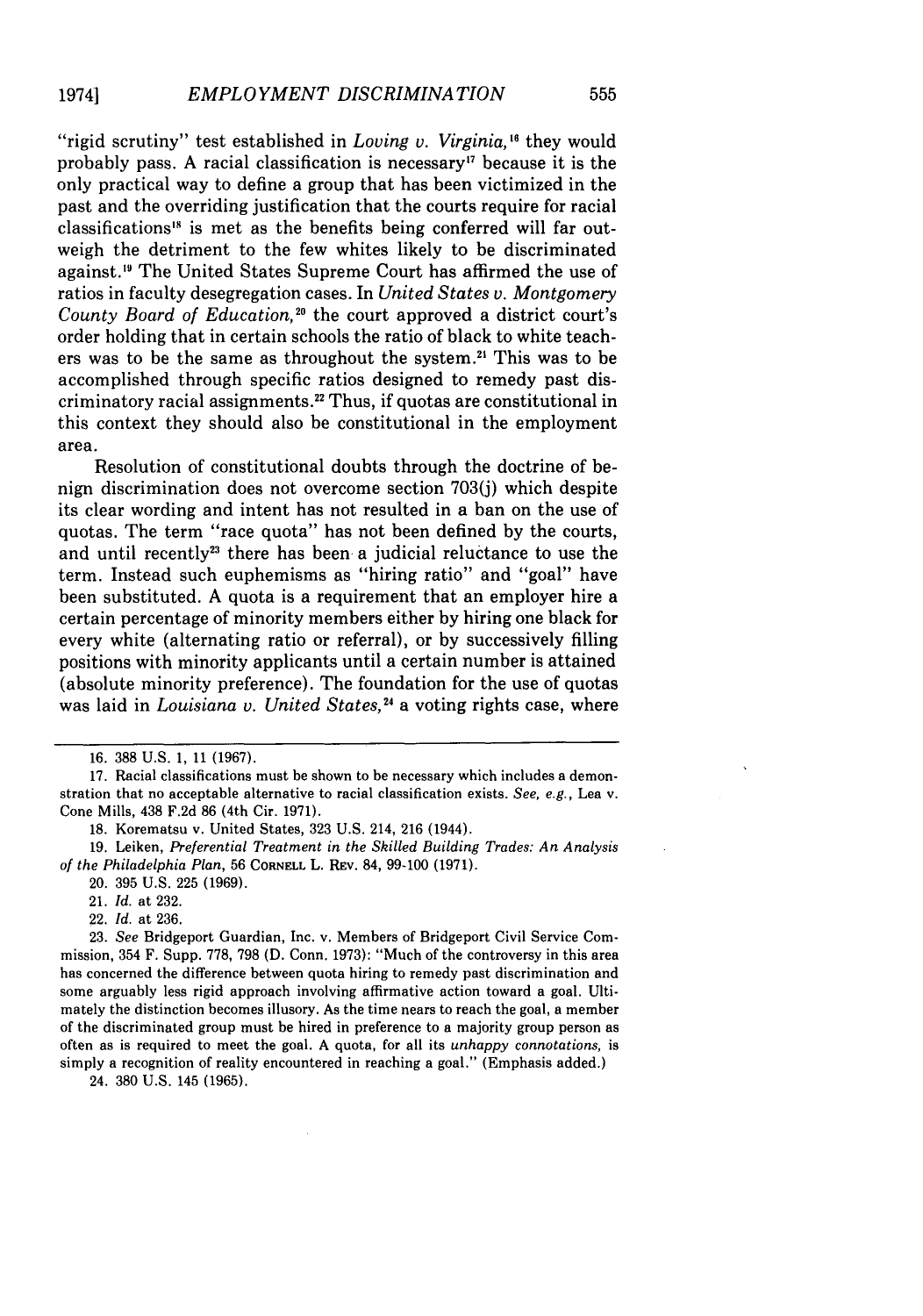"rigid scrutiny" test established in *Loving v. Virginia*,[16] they would probably pass. A racial classification is necessary[17] because it is the only practical way to define a group that has been victimized in the past and the overriding justification that the courts require for racial classifications[18] is met as the benefits being conferred will far outweigh the detriment to the few whites likely to be discriminated against.[19] The United States Supreme Court has affirmed the use of ratios in faculty desegregation cases. In *United States v. Montgomery County Board of Education*,[20] the court approved a district court's order holding that in certain schools the ratio of black to white teachers was to be the same as throughout the system.[21] This was to be accomplished through specific ratios designed to remedy past discriminatory racial assignments.[22] Thus, if quotas are constitutional in this context they should also be constitutional in the employment area.

Resolution of constitutional doubts through the doctrine of benign discrimination does not overcome section 703(j) which despite its clear wording and intent has not resulted in a ban on the use of quotas. The term "race quota" has not been defined by the courts, and until recently[23] there has been a judicial reluctance to use the term. Instead such euphemisms as "hiring ratio" and "goal" have been substituted. A quota is a requirement that an employer hire a certain percentage of minority members either by hiring one black for every white (alternating ratio or referral), or by successively filling positions with minority applicants until a certain number is attained (absolute minority preference). The foundation for the use of quotas was laid in *Louisiana v. United States*,[24] a voting rights case, where

---

16. 388 U.S. 1, 11 (1967).

17. Racial classifications must be shown to be necessary which includes a demonstration that no acceptable alternative to racial classification exists. *See, e.g.*, Lea v. Cone Mills, 438 F.2d 86 (4th Cir. 1971).

18. Korematsu v. United States, 323 U.S. 214, 216 (1944).

19. Leiken, *Preferential Treatment in the Skilled Building Trades: An Analysis of the Philadelphia Plan*, 56 CORNELL L. REV. 84, 99-100 (1971).

20. 395 U.S. 225 (1969).

21. *Id.* at 232.

22. *Id.* at 236.

23. *See* Bridgeport Guardian, Inc. v. Members of Bridgeport Civil Service Commission, 354 F. Supp. 778, 798 (D. Conn. 1973): "Much of the controversy in this area has concerned the difference between quota hiring to remedy past discrimination and some arguably less rigid approach involving affirmative action toward a goal. Ultimately the distinction becomes illusory. As the time nears to reach the goal, a member of the discriminated group must be hired in preference to a majority group person as often as is required to meet the goal. A quota, for all its *unhappy connotations*, is simply a recognition of reality encountered in reaching a goal." (Emphasis added.)

24. 380 U.S. 145 (1965).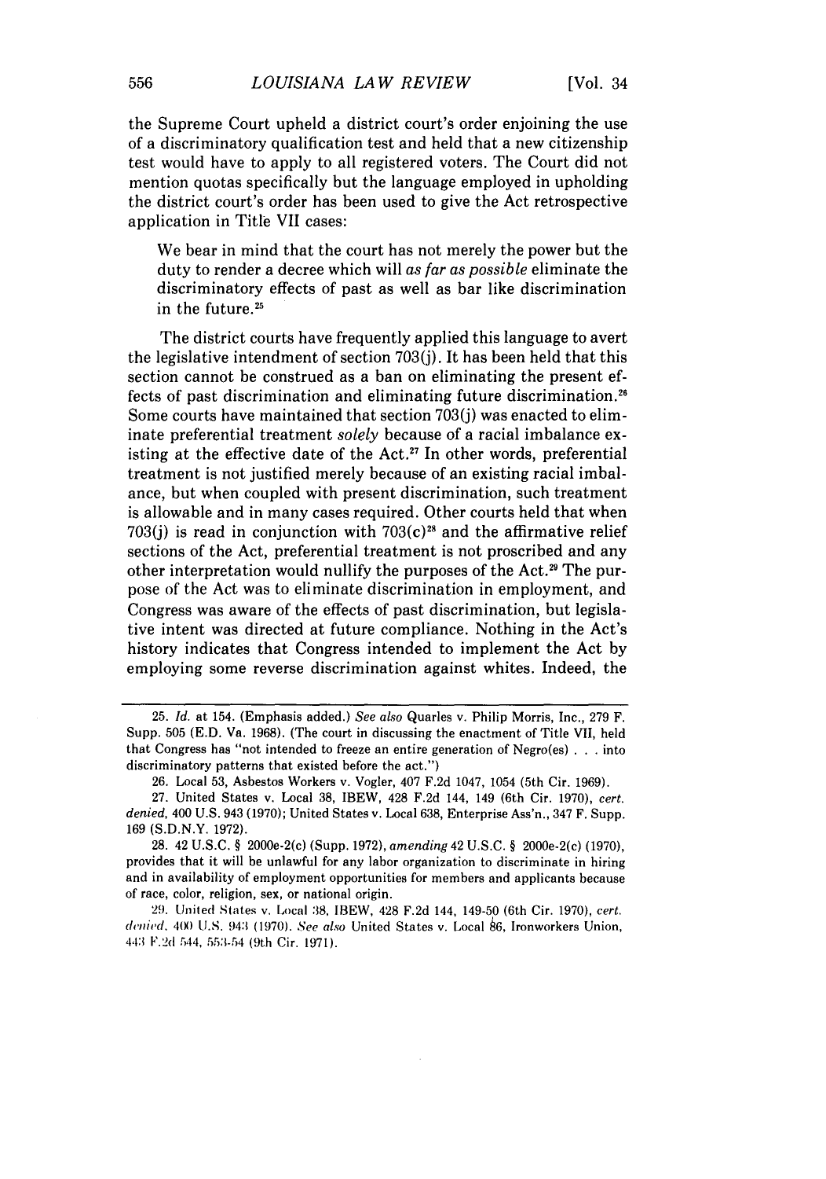the Supreme Court upheld a district court's order enjoining the use of a discriminatory qualification test and held that a new citizenship test would have to apply to all registered voters. The Court did not mention quotas specifically but the language employed in upholding the district court's order has been used to give the Act retrospective application in Title VII cases:

> We bear in mind that the court has not merely the power but the duty to render a decree which will *as far as possible* eliminate the discriminatory effects of past as well as bar like discrimination in the future.[25]

The district courts have frequently applied this language to avert the legislative intendment of section 703(j). It has been held that this section cannot be construed as a ban on eliminating the present effects of past discrimination and eliminating future discrimination.[26] Some courts have maintained that section 703(j) was enacted to eliminate preferential treatment *solely* because of a racial imbalance existing at the effective date of the Act.[27] In other words, preferential treatment is not justified merely because of an existing racial imbalance, but when coupled with present discrimination, such treatment is allowable and in many cases required. Other courts held that when 703(j) is read in conjunction with 703(c)[28] and the affirmative relief sections of the Act, preferential treatment is not proscribed and any other interpretation would nullify the purposes of the Act.[29] The purpose of the Act was to eliminate discrimination in employment, and Congress was aware of the effects of past discrimination, but legislative intent was directed at future compliance. Nothing in the Act's history indicates that Congress intended to implement the Act by employing some reverse discrimination against whites. Indeed, the

---

25. *Id.* at 154. (Emphasis added.) *See also* Quarles v. Philip Morris, Inc., 279 F. Supp. 505 (E.D. Va. 1968). (The court in discussing the enactment of Title VII, held that Congress has "not intended to freeze an entire generation of Negro(es) . . . into discriminatory patterns that existed before the act.")

26. Local 53, Asbestos Workers v. Vogler, 407 F.2d 1047, 1054 (5th Cir. 1969).

27. United States v. Local 38, IBEW, 428 F.2d 144, 149 (6th Cir. 1970), *cert. denied*, 400 U.S. 943 (1970); United States v. Local 638, Enterprise Ass'n., 347 F. Supp. 169 (S.D.N.Y. 1972).

28. 42 U.S.C. § 2000e-2(c) (Supp. 1972), *amending* 42 U.S.C. § 2000e-2(c) (1970), provides that it will be unlawful for any labor organization to discriminate in hiring and in availability of employment opportunities for members and applicants because of race, color, religion, sex, or national origin.

29. United States v. Local 38, IBEW, 428 F.2d 144, 149-50 (6th Cir. 1970), *cert. denied*, 400 U.S. 943 (1970). *See also* United States v. Local 86, Ironworkers Union, 443 F.2d 544, 553-54 (9th Cir. 1971).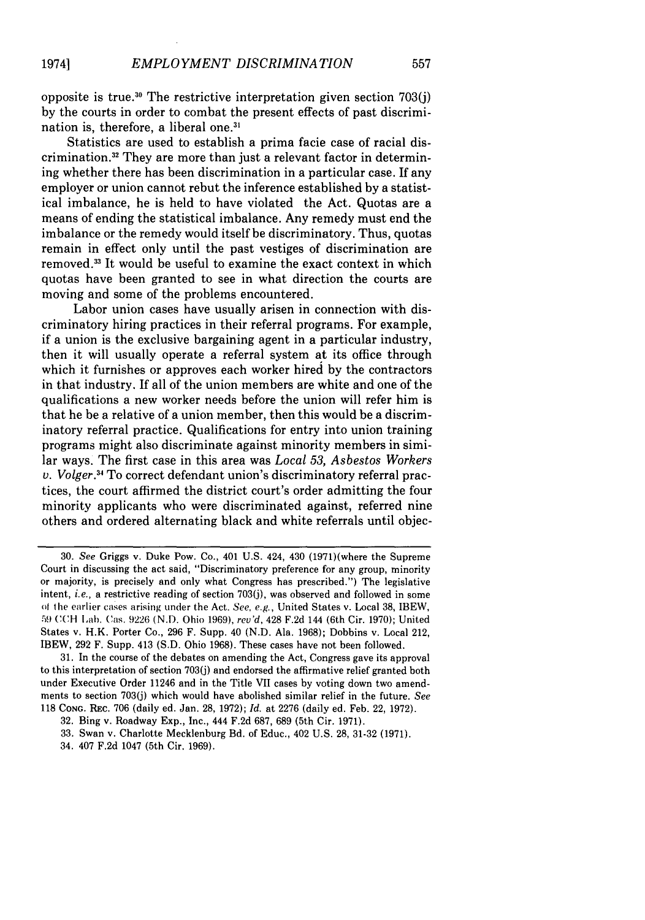opposite is true.[30] The restrictive interpretation given section 703(j) by the courts in order to combat the present effects of past discrimination is, therefore, a liberal one.[31]

Statistics are used to establish a prima facie case of racial discrimination.[32] They are more than just a relevant factor in determining whether there has been discrimination in a particular case. If any employer or union cannot rebut the inference established by a statistical imbalance, he is held to have violated the Act. Quotas are a means of ending the statistical imbalance. Any remedy must end the imbalance or the remedy would itself be discriminatory. Thus, quotas remain in effect only until the past vestiges of discrimination are removed.[33] It would be useful to examine the exact context in which quotas have been granted to see in what direction the courts are moving and some of the problems encountered.

Labor union cases have usually arisen in connection with discriminatory hiring practices in their referral programs. For example, if a union is the exclusive bargaining agent in a particular industry, then it will usually operate a referral system at its office through which it furnishes or approves each worker hired by the contractors in that industry. If all of the union members are white and one of the qualifications a new worker needs before the union will refer him is that he be a relative of a union member, then this would be a discriminatory referral practice. Qualifications for entry into union training programs might also discriminate against minority members in similar ways. The first case in this area was *Local 53, Asbestos Workers v. Volger*.[34] To correct defendant union's discriminatory referral practices, the court affirmed the district court's order admitting the four minority applicants who were discriminated against, referred nine others and ordered alternating black and white referrals until objec-

---

30. *See* Griggs v. Duke Pow. Co., 401 U.S. 424, 430 (1971)(where the Supreme Court in discussing the act said, "Discriminatory preference for any group, minority or majority, is precisely and only what Congress has prescribed.") The legislative intent, *i.e.*, a restrictive reading of section 703(j), was observed and followed in some of the earlier cases arising under the Act. *See, e.g.*, United States v. Local 38, IBEW, 59 CCH Lab. Cas. 9226 (N.D. Ohio 1969), *rev'd*, 428 F.2d 144 (6th Cir. 1970); United States v. H.K. Porter Co., 296 F. Supp. 40 (N.D. Ala. 1968); Dobbins v. Local 212, IBEW, 292 F. Supp. 413 (S.D. Ohio 1968). These cases have not been followed.

31. In the course of the debates on amending the Act, Congress gave its approval to this interpretation of section 703(j) and endorsed the affirmative relief granted both under Executive Order 11246 and in the Title VII cases by voting down two amendments to section 703(j) which would have abolished similar relief in the future. *See* 118 CONG. REC. 706 (daily ed. Jan. 28, 1972); *Id.* at 2276 (daily ed. Feb. 22, 1972).

32. Bing v. Roadway Exp., Inc., 444 F.2d 687, 689 (5th Cir. 1971).

33. Swan v. Charlotte Mecklenburg Bd. of Educ., 402 U.S. 28, 31-32 (1971).

34. 407 F.2d 1047 (5th Cir. 1969).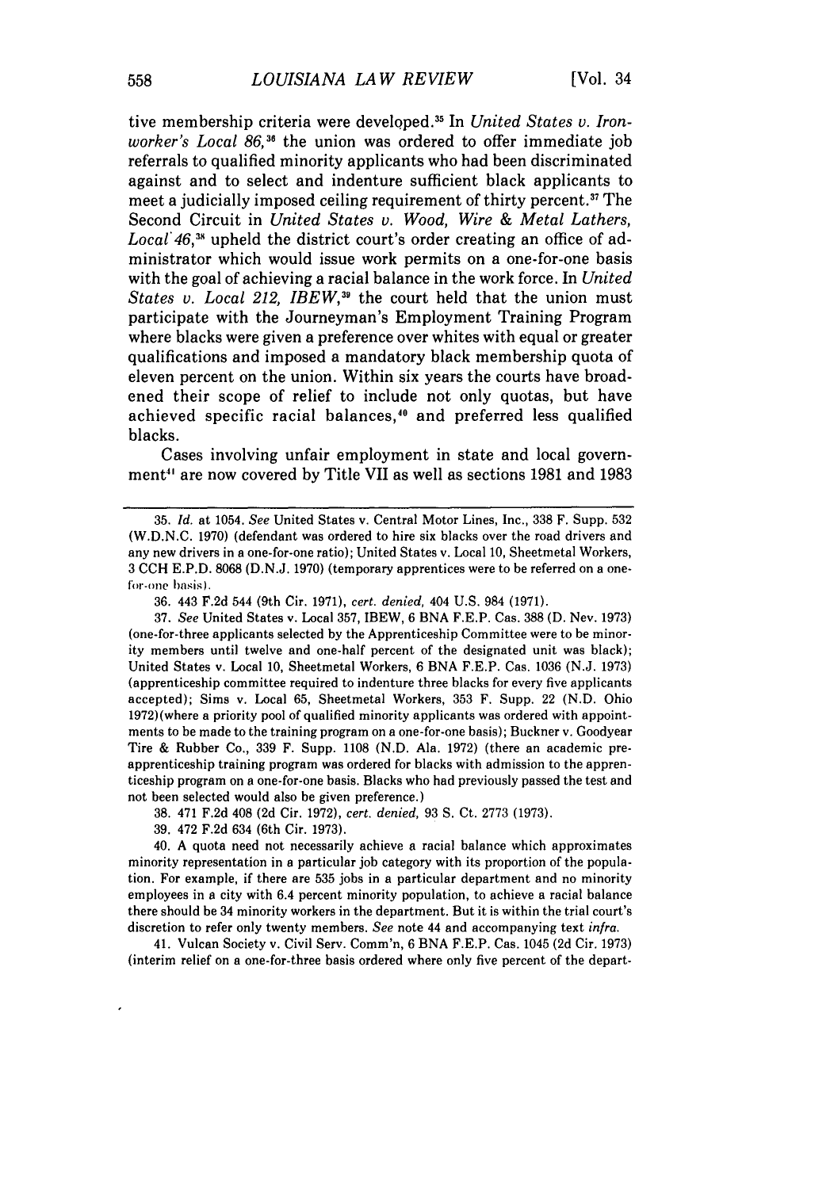tive membership criteria were developed.[35] In *United States v. Ironworker's Local 86*,[36] the union was ordered to offer immediate job referrals to qualified minority applicants who had been discriminated against and to select and indenture sufficient black applicants to meet a judicially imposed ceiling requirement of thirty percent.[37] The Second Circuit in *United States v. Wood, Wire & Metal Lathers, Local 46*,[38] upheld the district court's order creating an office of administrator which would issue work permits on a one-for-one basis with the goal of achieving a racial balance in the work force. In *United States v. Local 212, IBEW*,[39] the court held that the union must participate with the Journeyman's Employment Training Program where blacks were given a preference over whites with equal or greater qualifications and imposed a mandatory black membership quota of eleven percent on the union. Within six years the courts have broadened their scope of relief to include not only quotas, but have achieved specific racial balances,[40] and preferred less qualified blacks.

Cases involving unfair employment in state and local government[41] are now covered by Title VII as well as sections 1981 and 1983

---

35. *Id.* at 1054. *See* United States v. Central Motor Lines, Inc., 338 F. Supp. 532 (W.D.N.C. 1970) (defendant was ordered to hire six blacks over the road drivers and any new drivers in a one-for-one ratio); United States v. Local 10, Sheetmetal Workers, 3 CCH E.P.D. 8068 (D.N.J. 1970) (temporary apprentices were to be referred on a one-for-one basis).

36. 443 F.2d 544 (9th Cir. 1971), *cert. denied,* 404 U.S. 984 (1971).

37. *See* United States v. Local 357, IBEW, 6 BNA F.E.P. Cas. 388 (D. Nev. 1973) (one-for-three applicants selected by the Apprenticeship Committee were to be minority members until twelve and one-half percent of the designated unit was black); United States v. Local 10, Sheetmetal Workers, 6 BNA F.E.P. Cas. 1036 (N.J. 1973) (apprenticeship committee required to indenture three blacks for every five applicants accepted); Sims v. Local 65, Sheetmetal Workers, 353 F. Supp. 22 (N.D. Ohio 1972)(where a priority pool of qualified minority applicants was ordered with appointments to be made to the training program on a one-for-one basis); Buckner v. Goodyear Tire & Rubber Co., 339 F. Supp. 1108 (N.D. Ala. 1972) (there an academic pre-apprenticeship training program was ordered for blacks with admission to the apprenticeship program on a one-for-one basis. Blacks who had previously passed the test and not been selected would also be given preference.)

38. 471 F.2d 408 (2d Cir. 1972), *cert. denied,* 93 S. Ct. 2773 (1973).

39. 472 F.2d 634 (6th Cir. 1973).

40. A quota need not necessarily achieve a racial balance which approximates minority representation in a particular job category with its proportion of the population. For example, if there are 535 jobs in a particular department and no minority employees in a city with 6.4 percent minority population, to achieve a racial balance there should be 34 minority workers in the department. But it is within the trial court's discretion to refer only twenty members. *See* note 44 and accompanying text *infra.*

41. Vulcan Society v. Civil Serv. Comm'n, 6 BNA F.E.P. Cas. 1045 (2d Cir. 1973) (interim relief on a one-for-three basis ordered where only five percent of the depart-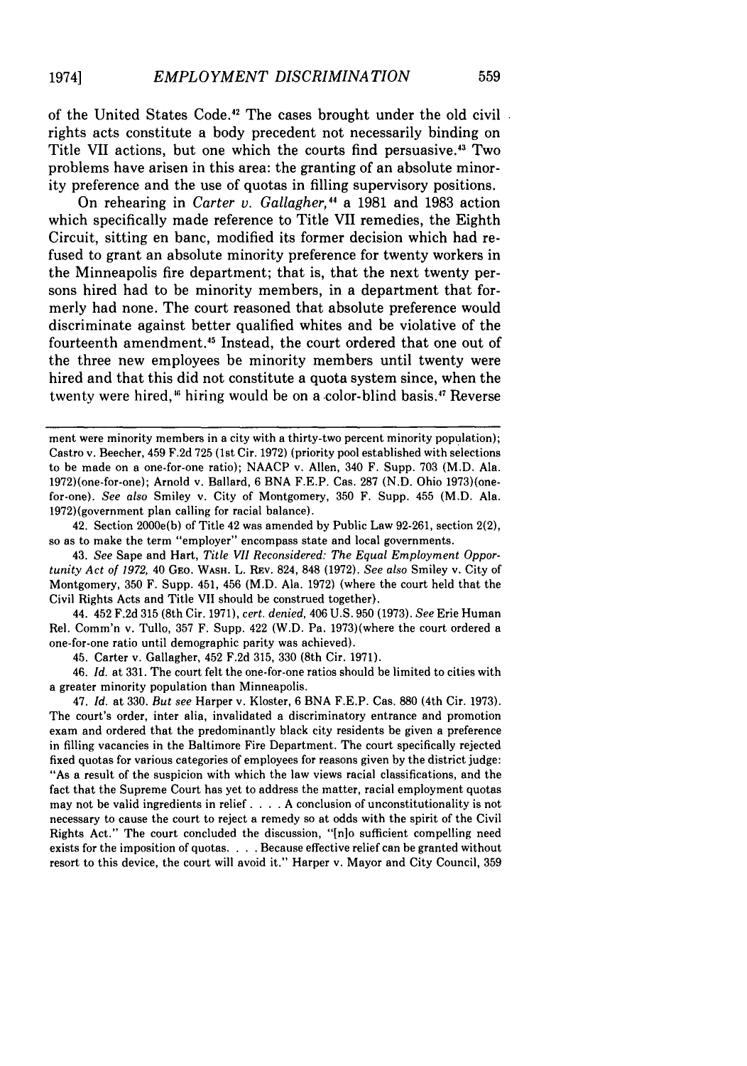of the United States Code.[42] The cases brought under the old civil rights acts constitute a body precedent not necessarily binding on Title VII actions, but one which the courts find persuasive.[43] Two problems have arisen in this area: the granting of an absolute minority preference and the use of quotas in filling supervisory positions.

On rehearing in *Carter v. Gallagher*,[44] a 1981 and 1983 action which specifically made reference to Title VII remedies, the Eighth Circuit, sitting en banc, modified its former decision which had refused to grant an absolute minority preference for twenty workers in the Minneapolis fire department; that is, that the next twenty persons hired had to be minority members, in a department that formerly had none. The court reasoned that absolute preference would discriminate against better qualified whites and be violative of the fourteenth amendment.[45] Instead, the court ordered that one out of the three new employees be minority members until twenty were hired and that this did not constitute a quota system since, when the twenty were hired,[46] hiring would be on a color-blind basis.[47] Reverse

---

ment were minority members in a city with a thirty-two percent minority population); Castro v. Beecher, 459 F.2d 725 (1st Cir. 1972) (priority pool established with selections to be made on a one-for-one ratio); NAACP v. Allen, 340 F. Supp. 703 (M.D. Ala. 1972)(one-for-one); Arnold v. Ballard, 6 BNA F.E.P. Cas. 287 (N.D. Ohio 1973)(one-for-one). *See also* Smiley v. City of Montgomery, 350 F. Supp. 455 (M.D. Ala. 1972)(government plan calling for racial balance).

42. Section 2000e(b) of Title 42 was amended by Public Law 92-261, section 2(2), so as to make the term "employer" encompass state and local governments.

43. *See* Sape and Hart, *Title VII Reconsidered: The Equal Employment Opportunity Act of 1972,* 40 GEO. WASH. L. REV. 824, 848 (1972). *See also* Smiley v. City of Montgomery, 350 F. Supp. 451, 456 (M.D. Ala. 1972) (where the court held that the Civil Rights Acts and Title VII should be construed together).

44. 452 F.2d 315 (8th Cir. 1971), *cert. denied,* 406 U.S. 950 (1973). *See* Erie Human Rel. Comm'n v. Tullo, 357 F. Supp. 422 (W.D. Pa. 1973)(where the court ordered a one-for-one ratio until demographic parity was achieved).

45. Carter v. Gallagher, 452 F.2d 315, 330 (8th Cir. 1971).

46. *Id.* at 331. The court felt the one-for-one ratios should be limited to cities with a greater minority population than Minneapolis.

47. *Id.* at 330. *But see* Harper v. Kloster, 6 BNA F.E.P. Cas. 880 (4th Cir. 1973). The court's order, inter alia, invalidated a discriminatory entrance and promotion exam and ordered that the predominantly black city residents be given a preference in filling vacancies in the Baltimore Fire Department. The court specifically rejected fixed quotas for various categories of employees for reasons given by the district judge: "As a result of the suspicion with which the law views racial classifications, and the fact that the Supreme Court has yet to address the matter, racial employment quotas may not be valid ingredients in relief . . . . A conclusion of unconstitutionality is not necessary to cause the court to reject a remedy so at odds with the spirit of the Civil Rights Act." The court concluded the discussion, "[n]o sufficient compelling need exists for the imposition of quotas. . . . Because effective relief can be granted without resort to this device, the court will avoid it." Harper v. Mayor and City Council, 359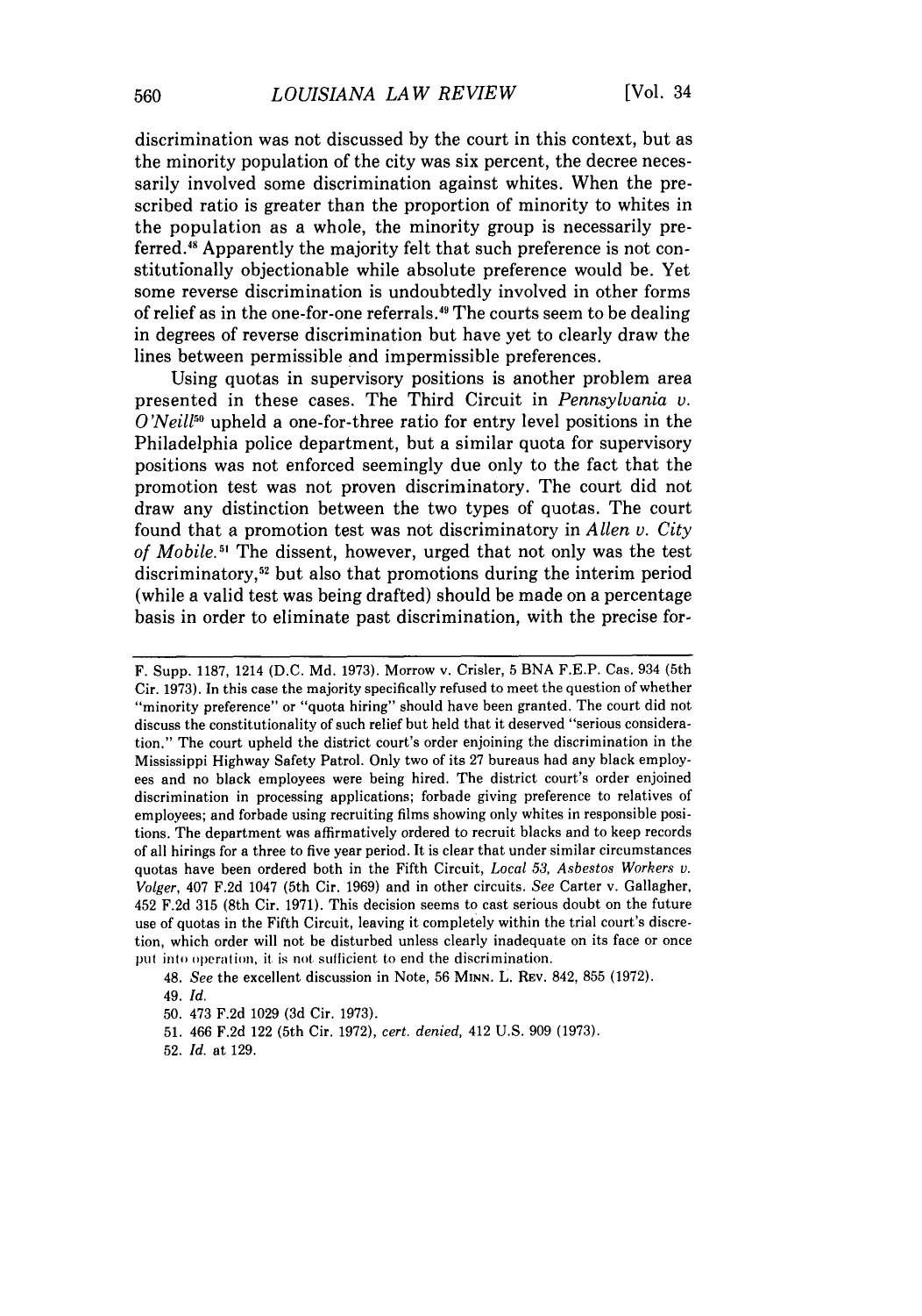discrimination was not discussed by the court in this context, but as the minority population of the city was six percent, the decree necessarily involved some discrimination against whites. When the prescribed ratio is greater than the proportion of minority to whites in the population as a whole, the minority group is necessarily preferred.[48] Apparently the majority felt that such preference is not constitutionally objectionable while absolute preference would be. Yet some reverse discrimination is undoubtedly involved in other forms of relief as in the one-for-one referrals.[49] The courts seem to be dealing in degrees of reverse discrimination but have yet to clearly draw the lines between permissible and impermissible preferences.

Using quotas in supervisory positions is another problem area presented in these cases. The Third Circuit in *Pennsylvania v. O'Neill*[50] upheld a one-for-three ratio for entry level positions in the Philadelphia police department, but a similar quota for supervisory positions was not enforced seemingly due only to the fact that the promotion test was not proven discriminatory. The court did not draw any distinction between the two types of quotas. The court found that a promotion test was not discriminatory in *Allen v. City of Mobile.*[51] The dissent, however, urged that not only was the test discriminatory,[52] but also that promotions during the interim period (while a valid test was being drafted) should be made on a percentage basis in order to eliminate past discrimination, with the precise for-

---

F. Supp. 1187, 1214 (D.C. Md. 1973). Morrow v. Crisler, 5 BNA F.E.P. Cas. 934 (5th Cir. 1973). In this case the majority specifically refused to meet the question of whether "minority preference" or "quota hiring" should have been granted. The court did not discuss the constitutionality of such relief but held that it deserved "serious consideration." The court upheld the district court's order enjoining the discrimination in the Mississippi Highway Safety Patrol. Only two of its 27 bureaus had any black employees and no black employees were being hired. The district court's order enjoined discrimination in processing applications; forbade giving preference to relatives of employees; and forbade using recruiting films showing only whites in responsible positions. The department was affirmatively ordered to recruit blacks and to keep records of all hirings for a three to five year period. It is clear that under similar circumstances quotas have been ordered both in the Fifth Circuit, *Local 53, Asbestos Workers v. Volger*, 407 F.2d 1047 (5th Cir. 1969) and in other circuits. *See* Carter v. Gallagher, 452 F.2d 315 (8th Cir. 1971). This decision seems to cast serious doubt on the future use of quotas in the Fifth Circuit, leaving it completely within the trial court's discretion, which order will not be disturbed unless clearly inadequate on its face or once put into operation, it is not sufficient to end the discrimination.

48. *See* the excellent discussion in Note, 56 MINN. L. REV. 842, 855 (1972).

49. *Id.*

50. 473 F.2d 1029 (3d Cir. 1973).

51. 466 F.2d 122 (5th Cir. 1972), *cert. denied,* 412 U.S. 909 (1973).

52. *Id.* at 129.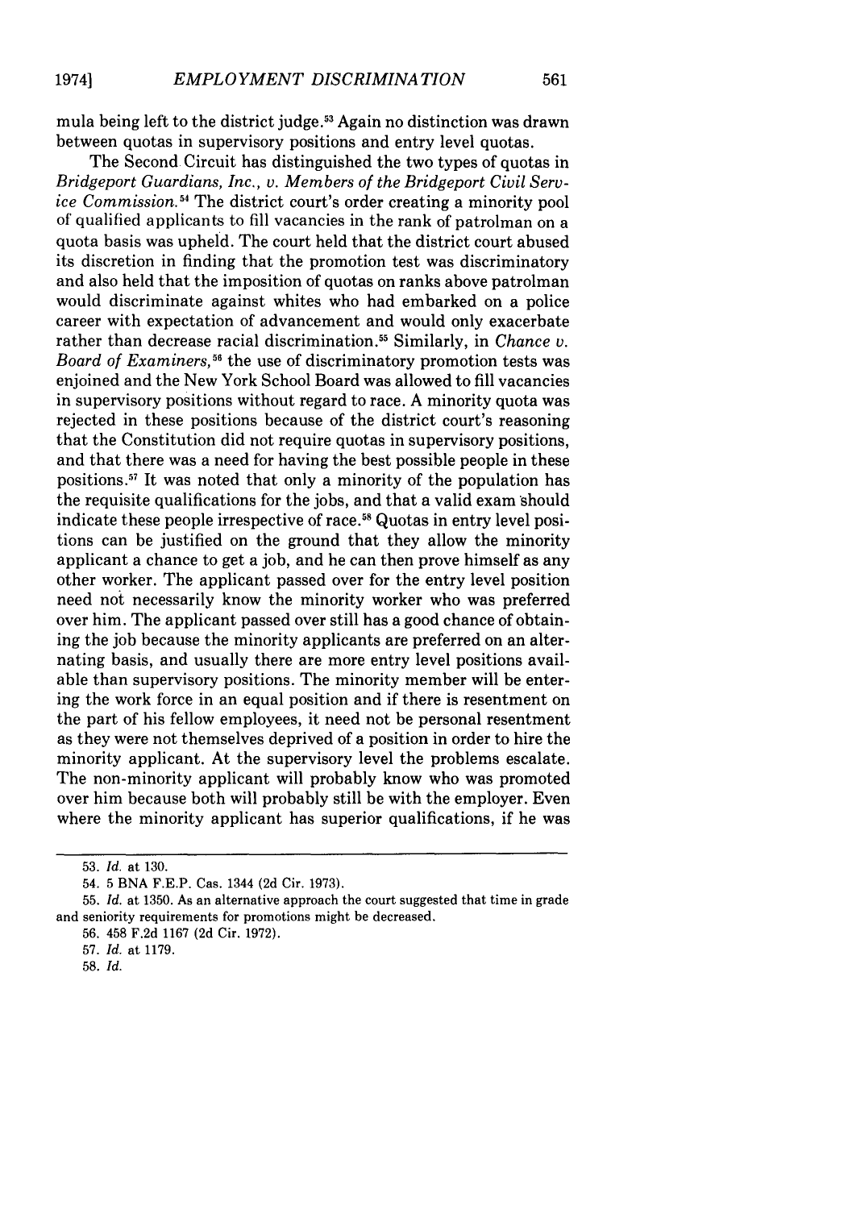mula being left to the district judge.[53] Again no distinction was drawn between quotas in supervisory positions and entry level quotas.

The Second Circuit has distinguished the two types of quotas in *Bridgeport Guardians, Inc., v. Members of the Bridgeport Civil Service Commission.*[54] The district court's order creating a minority pool of qualified applicants to fill vacancies in the rank of patrolman on a quota basis was upheld. The court held that the district court abused its discretion in finding that the promotion test was discriminatory and also held that the imposition of quotas on ranks above patrolman would discriminate against whites who had embarked on a police career with expectation of advancement and would only exacerbate rather than decrease racial discrimination.[55] Similarly, in *Chance v. Board of Examiners,*[56] the use of discriminatory promotion tests was enjoined and the New York School Board was allowed to fill vacancies in supervisory positions without regard to race. A minority quota was rejected in these positions because of the district court's reasoning that the Constitution did not require quotas in supervisory positions, and that there was a need for having the best possible people in these positions.[57] It was noted that only a minority of the population has the requisite qualifications for the jobs, and that a valid exam should indicate these people irrespective of race.[58] Quotas in entry level positions can be justified on the ground that they allow the minority applicant a chance to get a job, and he can then prove himself as any other worker. The applicant passed over for the entry level position need not necessarily know the minority worker who was preferred over him. The applicant passed over still has a good chance of obtaining the job because the minority applicants are preferred on an alternating basis, and usually there are more entry level positions available than supervisory positions. The minority member will be entering the work force in an equal position and if there is resentment on the part of his fellow employees, it need not be personal resentment as they were not themselves deprived of a position in order to hire the minority applicant. At the supervisory level the problems escalate. The non-minority applicant will probably know who was promoted over him because both will probably still be with the employer. Even where the minority applicant has superior qualifications, if he was

---

53. *Id.* at 130.

54. 5 BNA F.E.P. Cas. 1344 (2d Cir. 1973).

55. *Id.* at 1350. As an alternative approach the court suggested that time in grade and seniority requirements for promotions might be decreased.

56. 458 F.2d 1167 (2d Cir. 1972).

57. *Id.* at 1179.

58. *Id.*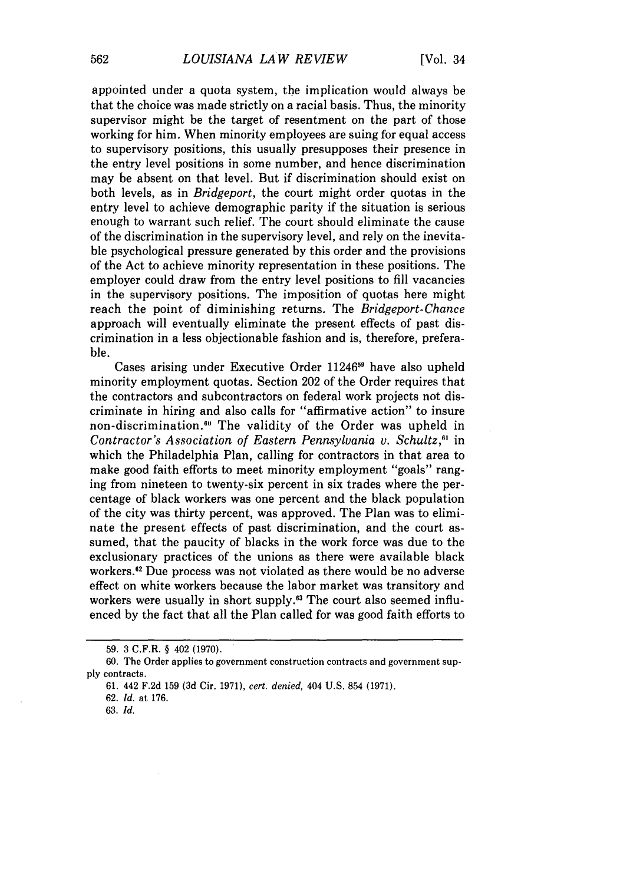appointed under a quota system, the implication would always be that the choice was made strictly on a racial basis. Thus, the minority supervisor might be the target of resentment on the part of those working for him. When minority employees are suing for equal access to supervisory positions, this usually presupposes their presence in the entry level positions in some number, and hence discrimination may be absent on that level. But if discrimination should exist on both levels, as in *Bridgeport*, the court might order quotas in the entry level to achieve demographic parity if the situation is serious enough to warrant such relief. The court should eliminate the cause of the discrimination in the supervisory level, and rely on the inevitable psychological pressure generated by this order and the provisions of the Act to achieve minority representation in these positions. The employer could draw from the entry level positions to fill vacancies in the supervisory positions. The imposition of quotas here might reach the point of diminishing returns. The *Bridgeport-Chance* approach will eventually eliminate the present effects of past discrimination in a less objectionable fashion and is, therefore, preferable.

Cases arising under Executive Order 11246[59] have also upheld minority employment quotas. Section 202 of the Order requires that the contractors and subcontractors on federal work projects not discriminate in hiring and also calls for "affirmative action" to insure non-discrimination.[60] The validity of the Order was upheld in *Contractor's Association of Eastern Pennsylvania v. Schultz*,[61] in which the Philadelphia Plan, calling for contractors in that area to make good faith efforts to meet minority employment "goals" ranging from nineteen to twenty-six percent in six trades where the percentage of black workers was one percent and the black population of the city was thirty percent, was approved. The Plan was to eliminate the present effects of past discrimination, and the court assumed, that the paucity of blacks in the work force was due to the exclusionary practices of the unions as there were available black workers.[62] Due process was not violated as there would be no adverse effect on white workers because the labor market was transitory and workers were usually in short supply.[63] The court also seemed influenced by the fact that all the Plan called for was good faith efforts to

---

59. 3 C.F.R. § 402 (1970).

60. The Order applies to government construction contracts and government supply contracts.

61. 442 F.2d 159 (3d Cir. 1971), *cert. denied*, 404 U.S. 854 (1971).

62. *Id.* at 176.

63. *Id.*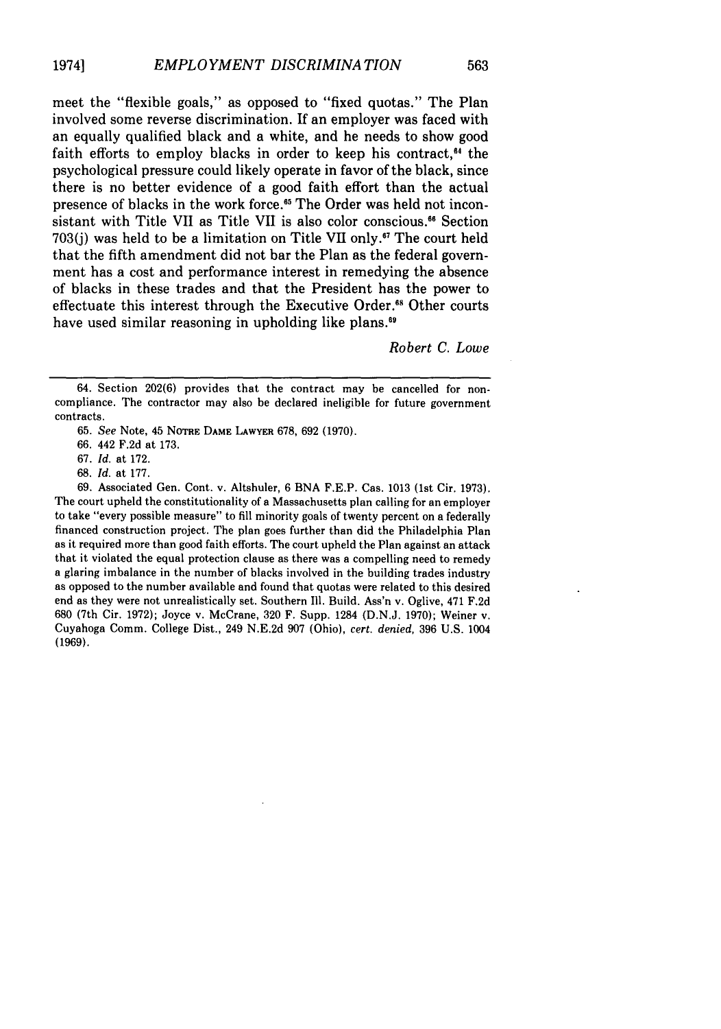meet the "flexible goals," as opposed to "fixed quotas." The Plan involved some reverse discrimination. If an employer was faced with an equally qualified black and a white, and he needs to show good faith efforts to employ blacks in order to keep his contract,[64] the psychological pressure could likely operate in favor of the black, since there is no better evidence of a good faith effort than the actual presence of blacks in the work force.[65] The Order was held not inconsistent with Title VII as Title VII is also color conscious.[66] Section 703(j) was held to be a limitation on Title VII only.[67] The court held that the fifth amendment did not bar the Plan as the federal government has a cost and performance interest in remedying the absence of blacks in these trades and that the President has the power to effectuate this interest through the Executive Order.[68] Other courts have used similar reasoning in upholding like plans.[69]

*Robert C. Lowe*

---

64. Section 202(6) provides that the contract may be cancelled for noncompliance. The contractor may also be declared ineligible for future government contracts.

65. *See* Note, 45 NOTRE DAME LAWYER 678, 692 (1970).

66. 442 F.2d at 173.

67. *Id.* at 172.

68. *Id.* at 177.

69. Associated Gen. Cont. v. Altshuler, 6 BNA F.E.P. Cas. 1013 (1st Cir. 1973). The court upheld the constitutionality of a Massachusetts plan calling for an employer to take "every possible measure" to fill minority goals of twenty percent on a federally financed construction project. The plan goes further than did the Philadelphia Plan as it required more than good faith efforts. The court upheld the Plan against an attack that it violated the equal protection clause as there was a compelling need to remedy a glaring imbalance in the number of blacks involved in the building trades industry as opposed to the number available and found that quotas were related to this desired end as they were not unrealistically set. Southern Ill. Build. Ass'n v. Oglive, 471 F.2d 680 (7th Cir. 1972); Joyce v. McCrane, 320 F. Supp. 1284 (D.N.J. 1970); Weiner v. Cuyahoga Comm. College Dist., 249 N.E.2d 907 (Ohio), *cert. denied*, 396 U.S. 1004 (1969).